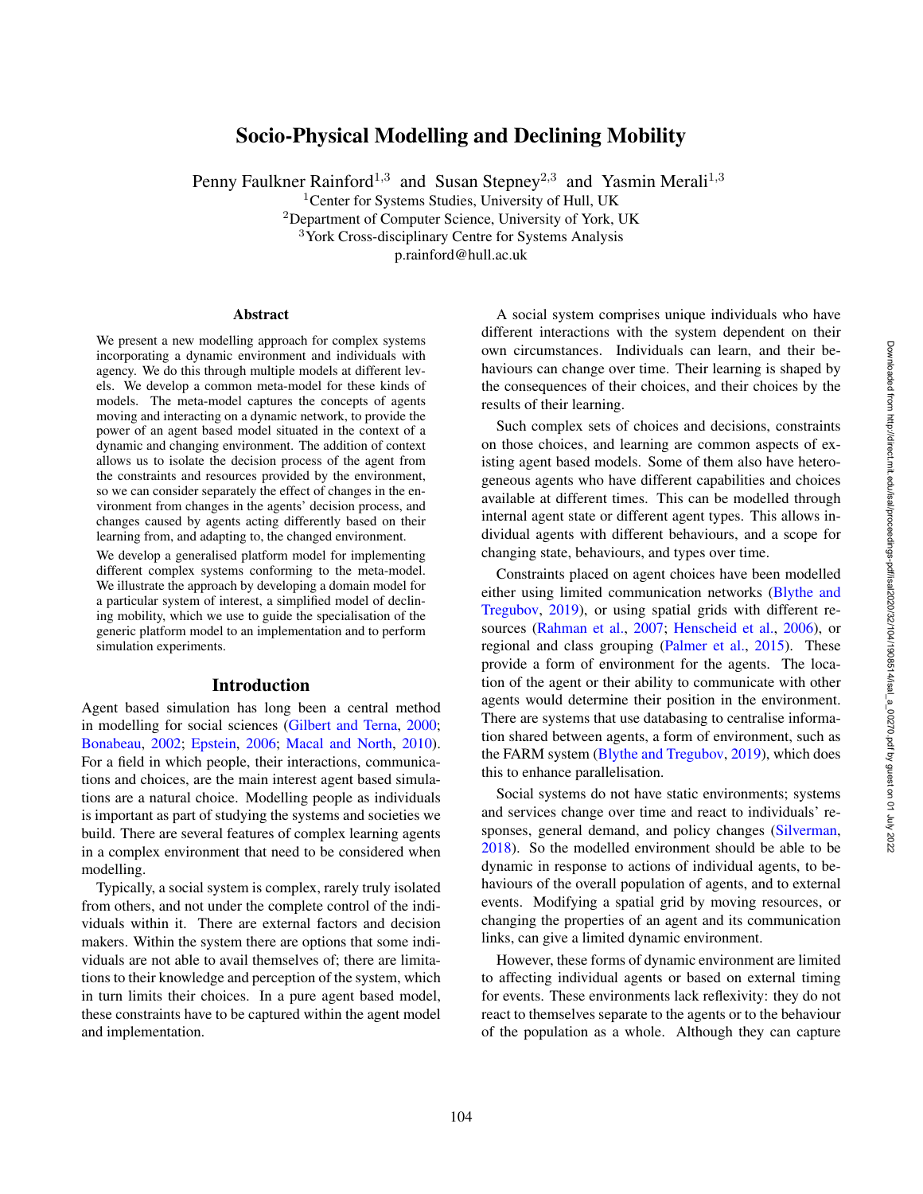# Socio-Physical Modelling and Declining Mobility

Penny Faulkner Rainford[1,3] and Susan Stepney[2,3] and Yasmin Merali[1,3]

[1]Center for Systems Studies, University of Hull, UK
[2]Department of Computer Science, University of York, UK
[3]York Cross-disciplinary Centre for Systems Analysis
p.rainford@hull.ac.uk

## Abstract

We present a new modelling approach for complex systems incorporating a dynamic environment and individuals with agency. We do this through multiple models at different levels. We develop a common meta-model for these kinds of models. The meta-model captures the concepts of agents moving and interacting on a dynamic network, to provide the power of an agent based model situated in the context of a dynamic and changing environment. The addition of context allows us to isolate the decision process of the agent from the constraints and resources provided by the environment, so we can consider separately the effect of changes in the environment from changes in the agents' decision process, and changes caused by agents acting differently based on their learning from, and adapting to, the changed environment.

We develop a generalised platform model for implementing different complex systems conforming to the meta-model. We illustrate the approach by developing a domain model for a particular system of interest, a simplified model of declining mobility, which we use to guide the specialisation of the generic platform model to an implementation and to perform simulation experiments.

## Introduction

Agent based simulation has long been a central method in modelling for social sciences (Gilbert and Terna, 2000; Bonabeau, 2002; Epstein, 2006; Macal and North, 2010). For a field in which people, their interactions, communications and choices, are the main interest agent based simulations are a natural choice. Modelling people as individuals is important as part of studying the systems and societies we build. There are several features of complex learning agents in a complex environment that need to be considered when modelling.

Typically, a social system is complex, rarely truly isolated from others, and not under the complete control of the individuals within it. There are external factors and decision makers. Within the system there are options that some individuals are not able to avail themselves of; there are limitations to their knowledge and perception of the system, which in turn limits their choices. In a pure agent based model, these constraints have to be captured within the agent model and implementation.

A social system comprises unique individuals who have different interactions with the system dependent on their own circumstances. Individuals can learn, and their behaviours can change over time. Their learning is shaped by the consequences of their choices, and their choices by the results of their learning.

Such complex sets of choices and decisions, constraints on those choices, and learning are common aspects of existing agent based models. Some of them also have heterogeneous agents who have different capabilities and choices available at different times. This can be modelled through internal agent state or different agent types. This allows individual agents with different behaviours, and a scope for changing state, behaviours, and types over time.

Constraints placed on agent choices have been modelled either using limited communication networks (Blythe and Tregubov, 2019), or using spatial grids with different resources (Rahman et al., 2007; Henscheid et al., 2006), or regional and class grouping (Palmer et al., 2015). These provide a form of environment for the agents. The location of the agent or their ability to communicate with other agents would determine their position in the environment. There are systems that use databasing to centralise information shared between agents, a form of environment, such as the FARM system (Blythe and Tregubov, 2019), which does this to enhance parallelisation.

Social systems do not have static environments; systems and services change over time and react to individuals' responses, general demand, and policy changes (Silverman, 2018). So the modelled environment should be able to be dynamic in response to actions of individual agents, to behaviours of the overall population of agents, and to external events. Modifying a spatial grid by moving resources, or changing the properties of an agent and its communication links, can give a limited dynamic environment.

However, these forms of dynamic environment are limited to affecting individual agents or based on external timing for events. These environments lack reflexivity: they do not react to themselves separate to the agents or to the behaviour of the population as a whole. Although they can capture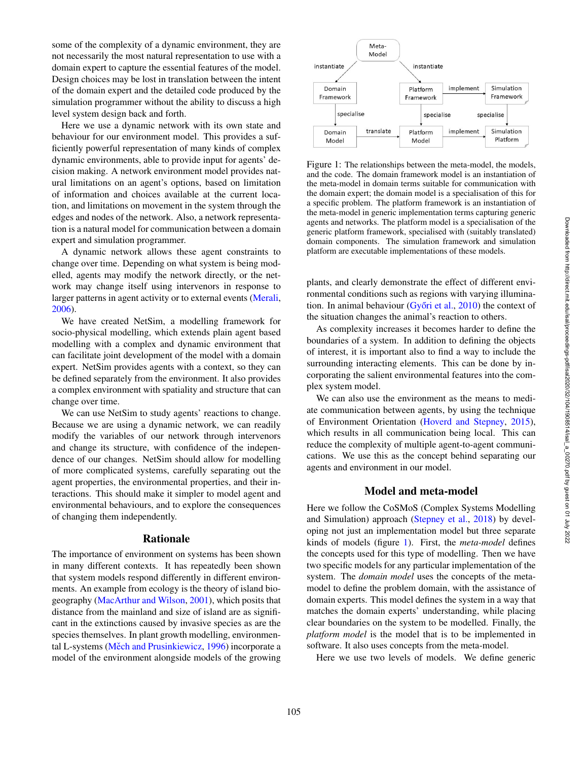some of the complexity of a dynamic environment, they are not necessarily the most natural representation to use with a domain expert to capture the essential features of the model. Design choices may be lost in translation between the intent of the domain expert and the detailed code produced by the simulation programmer without the ability to discuss a high level system design back and forth.

Here we use a dynamic network with its own state and behaviour for our environment model. This provides a sufficiently powerful representation of many kinds of complex dynamic environments, able to provide input for agents' decision making. A network environment model provides natural limitations on an agent's options, based on limitation of information and choices available at the current location, and limitations on movement in the system through the edges and nodes of the network. Also, a network representation is a natural model for communication between a domain expert and simulation programmer.

A dynamic network allows these agent constraints to change over time. Depending on what system is being modelled, agents may modify the network directly, or the network may change itself using intervenors in response to larger patterns in agent activity or to external events (Merali, 2006).

We have created NetSim, a modelling framework for socio-physical modelling, which extends plain agent based modelling with a complex and dynamic environment that can facilitate joint development of the model with a domain expert. NetSim provides agents with a context, so they can be defined separately from the environment. It also provides a complex environment with spatiality and structure that can change over time.

We can use NetSim to study agents' reactions to change. Because we are using a dynamic network, we can readily modify the variables of our network through intervenors and change its structure, with confidence of the independence of our changes. NetSim should allow for modelling of more complicated systems, carefully separating out the agent properties, the environmental properties, and their interactions. This should make it simpler to model agent and environmental behaviours, and to explore the consequences of changing them independently.

## Rationale

The importance of environment on systems has been shown in many different contexts. It has repeatedly been shown that system models respond differently in different environments. An example from ecology is the theory of island biogeography (MacArthur and Wilson, 2001), which posits that distance from the mainland and size of island are as significant in the extinctions caused by invasive species as are the species themselves. In plant growth modelling, environmental L-systems (Měch and Prusinkiewicz, 1996) incorporate a model of the environment alongside models of the growing plants, and clearly demonstrate the effect of different environmental conditions such as regions with varying illumination. In animal behaviour (Győri et al., 2010) the context of the situation changes the animal's reaction to others.

Figure 1: The relationships between the meta-model, the models, and the code. The domain framework model is an instantiation of the meta-model in domain terms suitable for communication with the domain expert; the domain model is a specialisation of this for a specific problem. The platform framework is an instantiation of the meta-model in generic implementation terms capturing generic agents and networks. The platform model is a specialisation of the generic platform framework, specialised with (suitably translated) domain components. The simulation framework and simulation platform are executable implementations of these models.

As complexity increases it becomes harder to define the boundaries of a system. In addition to defining the objects of interest, it is important also to find a way to include the surrounding interacting elements. This can be done by incorporating the salient environmental features into the complex system model.

We can also use the environment as the means to mediate communication between agents, by using the technique of Environment Orientation (Hoverd and Stepney, 2015), which results in all communication being local. This can reduce the complexity of multiple agent-to-agent communications. We use this as the concept behind separating our agents and environment in our model.

## Model and meta-model

Here we follow the CoSMoS (Complex Systems Modelling and Simulation) approach (Stepney et al., 2018) by developing not just an implementation model but three separate kinds of models (figure 1). First, the *meta-model* defines the concepts used for this type of modelling. Then we have two specific models for any particular implementation of the system. The *domain model* uses the concepts of the meta-model to define the problem domain, with the assistance of domain experts. This model defines the system in a way that matches the domain experts' understanding, while placing clear boundaries on the system to be modelled. Finally, the *platform model* is the model that is to be implemented in software. It also uses concepts from the meta-model.

Here we use two levels of models. We define generic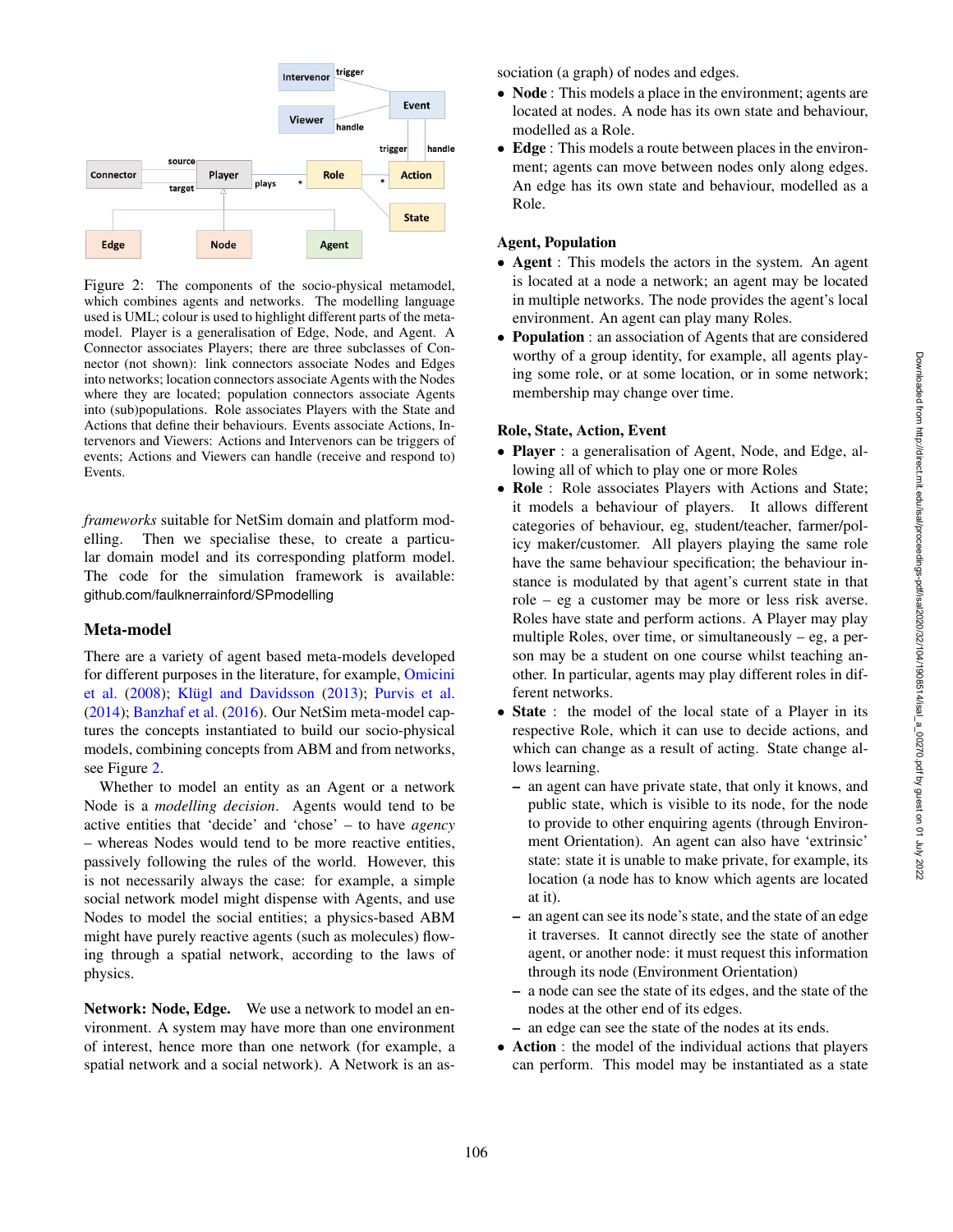Figure 2: The components of the socio-physical metamodel, which combines agents and networks. The modelling language used is UML; colour is used to highlight different parts of the meta-model. Player is a generalisation of Edge, Node, and Agent. A Connector associates Players; there are three subclasses of Connector (not shown): link connectors associate Nodes and Edges into networks; location connectors associate Agents with the Nodes where they are located; population connectors associate Agents into (sub)populations. Role associates Players with the State and Actions that define their behaviours. Events associate Actions, Intervenors and Viewers: Actions and Intervenors can be triggers of events; Actions and Viewers can handle (receive and respond to) Events.

*frameworks* suitable for NetSim domain and platform modelling. Then we specialise these, to create a particular domain model and its corresponding platform model. The code for the simulation framework is available: github.com/faulknerrainford/SPmodelling

## Meta-model

There are a variety of agent based meta-models developed for different purposes in the literature, for example, Omicini et al. (2008); Klügl and Davidsson (2013); Purvis et al. (2014); Banzhaf et al. (2016). Our NetSim meta-model captures the concepts instantiated to build our socio-physical models, combining concepts from ABM and from networks, see Figure 2.

Whether to model an entity as an Agent or a network Node is a *modelling decision*. Agents would tend to be active entities that 'decide' and 'chose' – to have *agency* – whereas Nodes would tend to be more reactive entities, passively following the rules of the world. However, this is not necessarily always the case: for example, a simple social network model might dispense with Agents, and use Nodes to model the social entities; a physics-based ABM might have purely reactive agents (such as molecules) flowing through a spatial network, according to the laws of physics.

**Network: Node, Edge.** We use a network to model an environment. A system may have more than one environment of interest, hence more than one network (for example, a spatial network and a social network). A Network is an association (a graph) of nodes and edges.

- **Node** : This models a place in the environment; agents are located at nodes. A node has its own state and behaviour, modelled as a Role.
- **Edge** : This models a route between places in the environment; agents can move between nodes only along edges. An edge has its own state and behaviour, modelled as a Role.

### Agent, Population

- **Agent** : This models the actors in the system. An agent is located at a node a network; an agent may be located in multiple networks. The node provides the agent's local environment. An agent can play many Roles.
- **Population** : an association of Agents that are considered worthy of a group identity, for example, all agents playing some role, or at some location, or in some network; membership may change over time.

### Role, State, Action, Event

- **Player** : a generalisation of Agent, Node, and Edge, allowing all of which to play one or more Roles
- **Role** : Role associates Players with Actions and State; it models a behaviour of players. It allows different categories of behaviour, eg, student/teacher, farmer/policy maker/customer. All players playing the same role have the same behaviour specification; the behaviour instance is modulated by that agent's current state in that role – eg a customer may be more or less risk averse. Roles have state and perform actions. A Player may play multiple Roles, over time, or simultaneously – eg, a person may be a student on one course whilst teaching another. In particular, agents may play different roles in different networks.
- **State** : the model of the local state of a Player in its respective Role, which it can use to decide actions, and which can change as a result of acting. State change allows learning.
  - an agent can have private state, that only it knows, and public state, which is visible to its node, for the node to provide to other enquiring agents (through Environment Orientation). An agent can also have 'extrinsic' state: state it is unable to make private, for example, its location (a node has to know which agents are located at it).
  - an agent can see its node's state, and the state of an edge it traverses. It cannot directly see the state of another agent, or another node: it must request this information through its node (Environment Orientation)
  - a node can see the state of its edges, and the state of the nodes at the other end of its edges.
  - an edge can see the state of the nodes at its ends.
- **Action** : the model of the individual actions that players can perform. This model may be instantiated as a state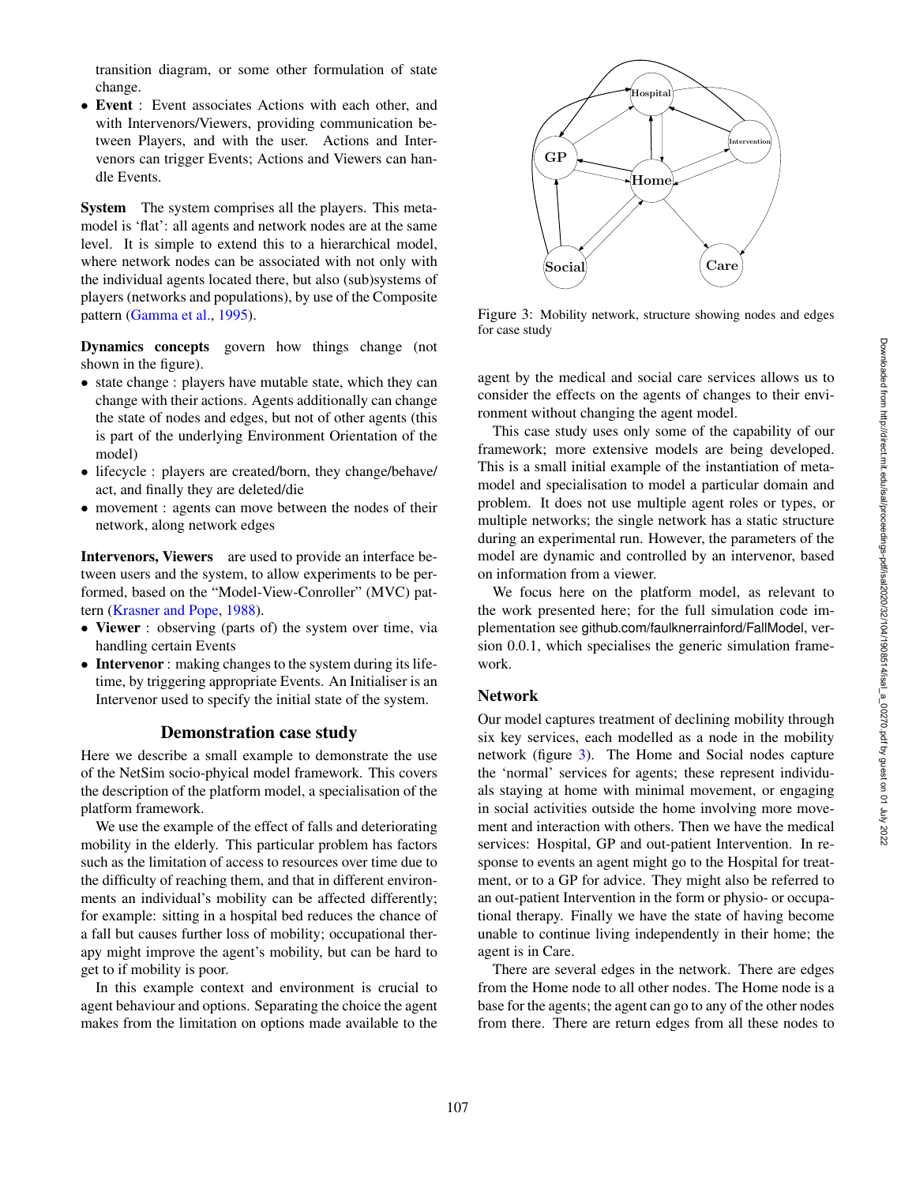transition diagram, or some other formulation of state change.

- **Event** : Event associates Actions with each other, and with Intervenors/Viewers, providing communication between Players, and with the user. Actions and Intervenors can trigger Events; Actions and Viewers can handle Events.

**System** The system comprises all the players. This meta-model is 'flat': all agents and network nodes are at the same level. It is simple to extend this to a hierarchical model, where network nodes can be associated with not only with the individual agents located there, but also (sub)systems of players (networks and populations), by use of the Composite pattern (Gamma et al., 1995).

**Dynamics concepts** govern how things change (not shown in the figure).

- state change : players have mutable state, which they can change with their actions. Agents additionally can change the state of nodes and edges, but not of other agents (this is part of the underlying Environment Orientation of the model)
- lifecycle : players are created/born, they change/behave/ act, and finally they are deleted/die
- movement : agents can move between the nodes of their network, along network edges

**Intervenors, Viewers** are used to provide an interface between users and the system, to allow experiments to be performed, based on the "Model-View-Conroller" (MVC) pattern (Krasner and Pope, 1988).

- **Viewer** : observing (parts of) the system over time, via handling certain Events
- **Intervenor** : making changes to the system during its lifetime, by triggering appropriate Events. An Initialiser is an Intervenor used to specify the initial state of the system.

## Demonstration case study

Here we describe a small example to demonstrate the use of the NetSim socio-phyical model framework. This covers the description of the platform model, a specialisation of the platform framework.

We use the example of the effect of falls and deteriorating mobility in the elderly. This particular problem has factors such as the limitation of access to resources over time due to the difficulty of reaching them, and that in different environments an individual's mobility can be affected differently; for example: sitting in a hospital bed reduces the chance of a fall but causes further loss of mobility; occupational therapy might improve the agent's mobility, but can be hard to get to if mobility is poor.

In this example context and environment is crucial to agent behaviour and options. Separating the choice the agent makes from the limitation on options made available to the agent by the medical and social care services allows us to consider the effects on the agents of changes to their environment without changing the agent model.

Figure 3: Mobility network, structure showing nodes and edges for case study

This case study uses only some of the capability of our framework; more extensive models are being developed. This is a small initial example of the instantiation of meta-model and specialisation to model a particular domain and problem. It does not use multiple agent roles or types, or multiple networks; the single network has a static structure during an experimental run. However, the parameters of the model are dynamic and controlled by an intervenor, based on information from a viewer.

We focus here on the platform model, as relevant to the work presented here; for the full simulation code implementation see github.com/faulknerrainford/FallModel, version 0.0.1, which specialises the generic simulation framework.

### Network

Our model captures treatment of declining mobility through six key services, each modelled as a node in the mobility network (figure 3). The Home and Social nodes capture the 'normal' services for agents; these represent individuals staying at home with minimal movement, or engaging in social activities outside the home involving more movement and interaction with others. Then we have the medical services: Hospital, GP and out-patient Intervention. In response to events an agent might go to the Hospital for treatment, or to a GP for advice. They might also be referred to an out-patient Intervention in the form or physio- or occupational therapy. Finally we have the state of having become unable to continue living independently in their home; the agent is in Care.

There are several edges in the network. There are edges from the Home node to all other nodes. The Home node is a base for the agents; the agent can go to any of the other nodes from there. There are return edges from all these nodes to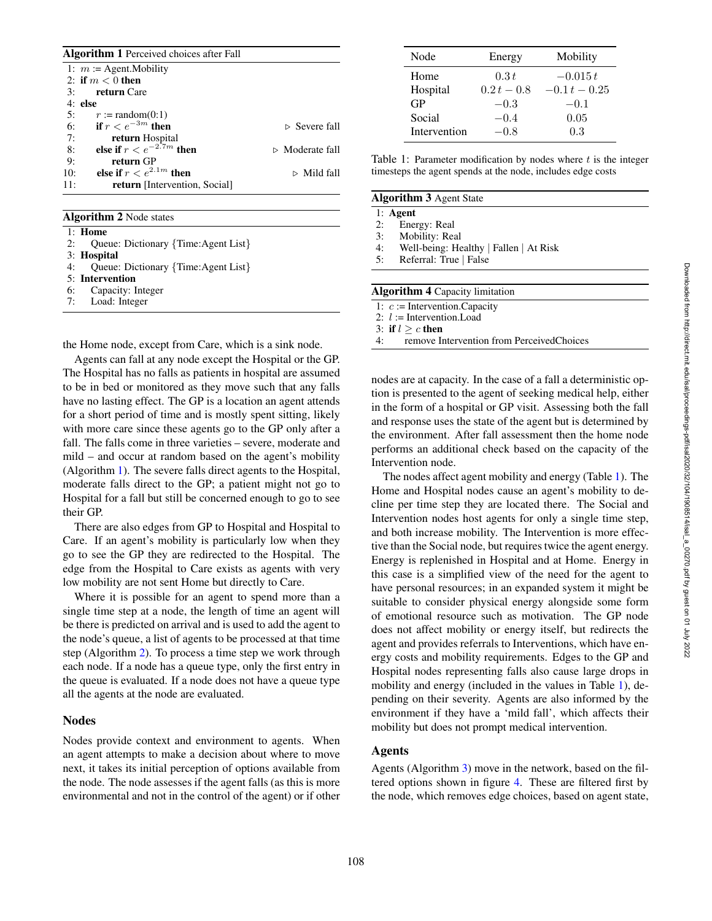**Algorithm 1** Perceived choices after Fall

```
1: m := Agent.Mobility
2: if m < 0 then
3:     return Care
4: else
5:     r := random(0:1)
6:     if r < e^{-3m} then                ▷ Severe fall
7:         return Hospital
8:     else if r < e^{-2.7m} then         ▷ Moderate fall
9:         return GP
10:    else if r < e^{2.1m} then          ▷ Mild fall
11:        return [Intervention, Social]
```

**Algorithm 2** Node states

```
1: Home
2:     Queue: Dictionary {Time:Agent List}
3: Hospital
4:     Queue: Dictionary {Time:Agent List}
5: Intervention
6:     Capacity: Integer
7:     Load: Integer
```

the Home node, except from Care, which is a sink node.

Agents can fall at any node except the Hospital or the GP. The Hospital has no falls as patients in hospital are assumed to be in bed or monitored as they move such that any falls have no lasting effect. The GP is a location an agent attends for a short period of time and is mostly spent sitting, likely with more care since these agents go to the GP only after a fall. The falls come in three varieties – severe, moderate and mild – and occur at random based on the agent's mobility (Algorithm 1). The severe falls direct agents to the Hospital, moderate falls direct to the GP; a patient might not go to Hospital for a fall but still be concerned enough to go to see their GP.

There are also edges from GP to Hospital and Hospital to Care. If an agent's mobility is particularly low when they go to see the GP they are redirected to the Hospital. The edge from the Hospital to Care exists as agents with very low mobility are not sent Home but directly to Care.

Where it is possible for an agent to spend more than a single time step at a node, the length of time an agent will be there is predicted on arrival and is used to add the agent to the node's queue, a list of agents to be processed at that time step (Algorithm 2). To process a time step we work through each node. If a node has a queue type, only the first entry in the queue is evaluated. If a node does not have a queue type all the agents at the node are evaluated.

## Nodes

Nodes provide context and environment to agents. When an agent attempts to make a decision about where to move next, it takes its initial perception of options available from the node. The node assesses if the agent falls (as this is more environmental and not in the control of the agent) or if other

| Node | Energy | Mobility |
|---|---|---|
| Home | $0.3\,t$ | $-0.015\,t$ |
| Hospital | $0.2\,t - 0.8$ | $-0.1\,t - 0.25$ |
| GP | $-0.3$ | $-0.1$ |
| Social | $-0.4$ | $0.05$ |
| Intervention | $-0.8$ | $0.3$ |

Table 1: Parameter modification by nodes where $t$ is the integer timesteps the agent spends at the node, includes edge costs

**Algorithm 3** Agent State

```
1: Agent
2:     Energy: Real
3:     Mobility: Real
4:     Well-being: Healthy | Fallen | At Risk
5:     Referral: True | False
```

**Algorithm 4** Capacity limitation

```
1: c := Intervention.Capacity
2: l := Intervention.Load
3: if l ≥ c then
4:     remove Intervention from PerceivedChoices
```

nodes are at capacity. In the case of a fall a deterministic option is presented to the agent of seeking medical help, either in the form of a hospital or GP visit. Assessing both the fall and response uses the state of the agent but is determined by the environment. After fall assessment then the home node performs an additional check based on the capacity of the Intervention node.

The nodes affect agent mobility and energy (Table 1). The Home and Hospital nodes cause an agent's mobility to decline per time step they are located there. The Social and Intervention nodes host agents for only a single time step, and both increase mobility. The Intervention is more effective than the Social node, but requires twice the agent energy. Energy is replenished in Hospital and at Home. Energy in this case is a simplified view of the need for the agent to have personal resources; in an expanded system it might be suitable to consider physical energy alongside some form of emotional resource such as motivation. The GP node does not affect mobility or energy itself, but redirects the agent and provides referrals to Interventions, which have energy costs and mobility requirements. Edges to the GP and Hospital nodes representing falls also cause large drops in mobility and energy (included in the values in Table 1), depending on their severity. Agents are also informed by the environment if they have a 'mild fall', which affects their mobility but does not prompt medical intervention.

## Agents

Agents (Algorithm 3) move in the network, based on the filtered options shown in figure 4. These are filtered first by the node, which removes edge choices, based on agent state,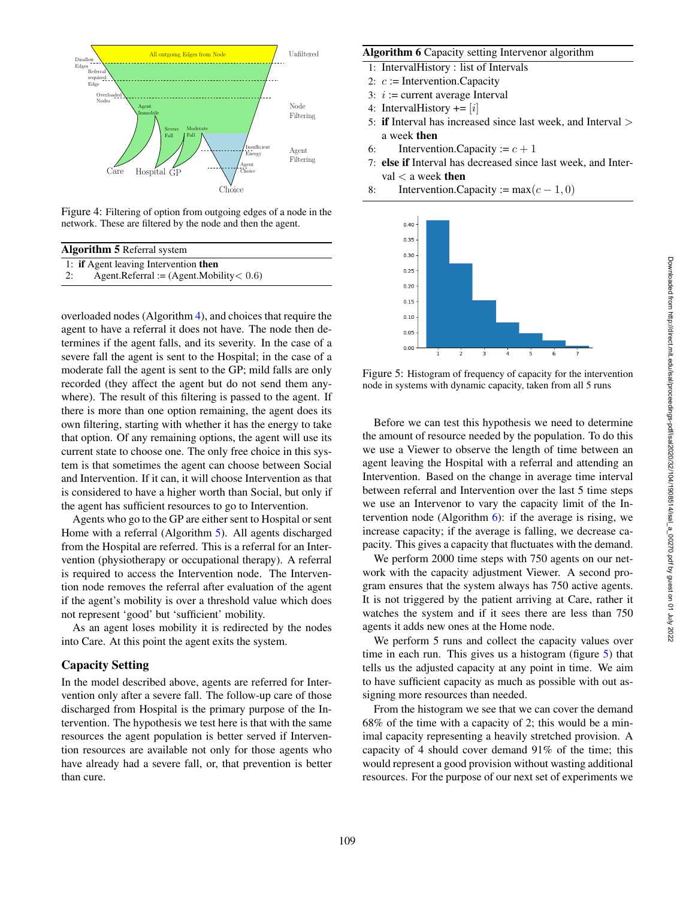Figure 4: Filtering of option from outgoing edges of a node in the network. These are filtered by the node and then the agent.

**Algorithm 5** Referral system

```
1: if Agent leaving Intervention then
2:     Agent.Referral := (Agent.Mobility < 0.6)
```

overloaded nodes (Algorithm 4), and choices that require the agent to have a referral it does not have. The node then determines if the agent falls, and its severity. In the case of a severe fall the agent is sent to the Hospital; in the case of a moderate fall the agent is sent to the GP; mild falls are only recorded (they affect the agent but do not send them anywhere). The result of this filtering is passed to the agent. If there is more than one option remaining, the agent does its own filtering, starting with whether it has the energy to take that option. Of any remaining options, the agent will use its current state to choose one. The only free choice in this system is that sometimes the agent can choose between Social and Intervention. If it can, it will choose Intervention as that is considered to have a higher worth than Social, but only if the agent has sufficient resources to go to Intervention.

Agents who go to the GP are either sent to Hospital or sent Home with a referral (Algorithm 5). All agents discharged from the Hospital are referred. This is a referral for an Intervention (physiotherapy or occupational therapy). A referral is required to access the Intervention node. The Intervention node removes the referral after evaluation of the agent if the agent's mobility is over a threshold value which does not represent 'good' but 'sufficient' mobility.

As an agent loses mobility it is redirected by the nodes into Care. At this point the agent exits the system.

## Capacity Setting

In the model described above, agents are referred for Intervention only after a severe fall. The follow-up care of those discharged from Hospital is the primary purpose of the Intervention. The hypothesis we test here is that with the same resources the agent population is better served if Intervention resources are available not only for those agents who have already had a severe fall, or, that prevention is better than cure.

**Algorithm 6** Capacity setting Intervenor algorithm

```
1: IntervalHistory : list of Intervals
2: c := Intervention.Capacity
3: i := current average Interval
4: IntervalHistory += [i]
5: if Interval has increased since last week, and Interval > a week then
6:     Intervention.Capacity := c + 1
7: else if Interval has decreased since last week, and Interval < a week then
8:     Intervention.Capacity := max(c − 1, 0)
```

Figure 5: Histogram of frequency of capacity for the intervention node in systems with dynamic capacity, taken from all 5 runs

Before we can test this hypothesis we need to determine the amount of resource needed by the population. To do this we use a Viewer to observe the length of time between an agent leaving the Hospital with a referral and attending an Intervention. Based on the change in average time interval between referral and Intervention over the last 5 time steps we use an Intervenor to vary the capacity limit of the Intervention node (Algorithm 6): if the average is rising, we increase capacity; if the average is falling, we decrease capacity. This gives a capacity that fluctuates with the demand.

We perform 2000 time steps with 750 agents on our network with the capacity adjustment Viewer. A second program ensures that the system always has 750 active agents. It is not triggered by the patient arriving at Care, rather it watches the system and if it sees there are less than 750 agents it adds new ones at the Home node.

We perform 5 runs and collect the capacity values over time in each run. This gives us a histogram (figure 5) that tells us the adjusted capacity at any point in time. We aim to have sufficient capacity as much as possible with out assigning more resources than needed.

From the histogram we see that we can cover the demand 68% of the time with a capacity of 2; this would be a minimal capacity representing a heavily stretched provision. A capacity of 4 should cover demand 91% of the time; this would represent a good provision without wasting additional resources. For the purpose of our next set of experiments we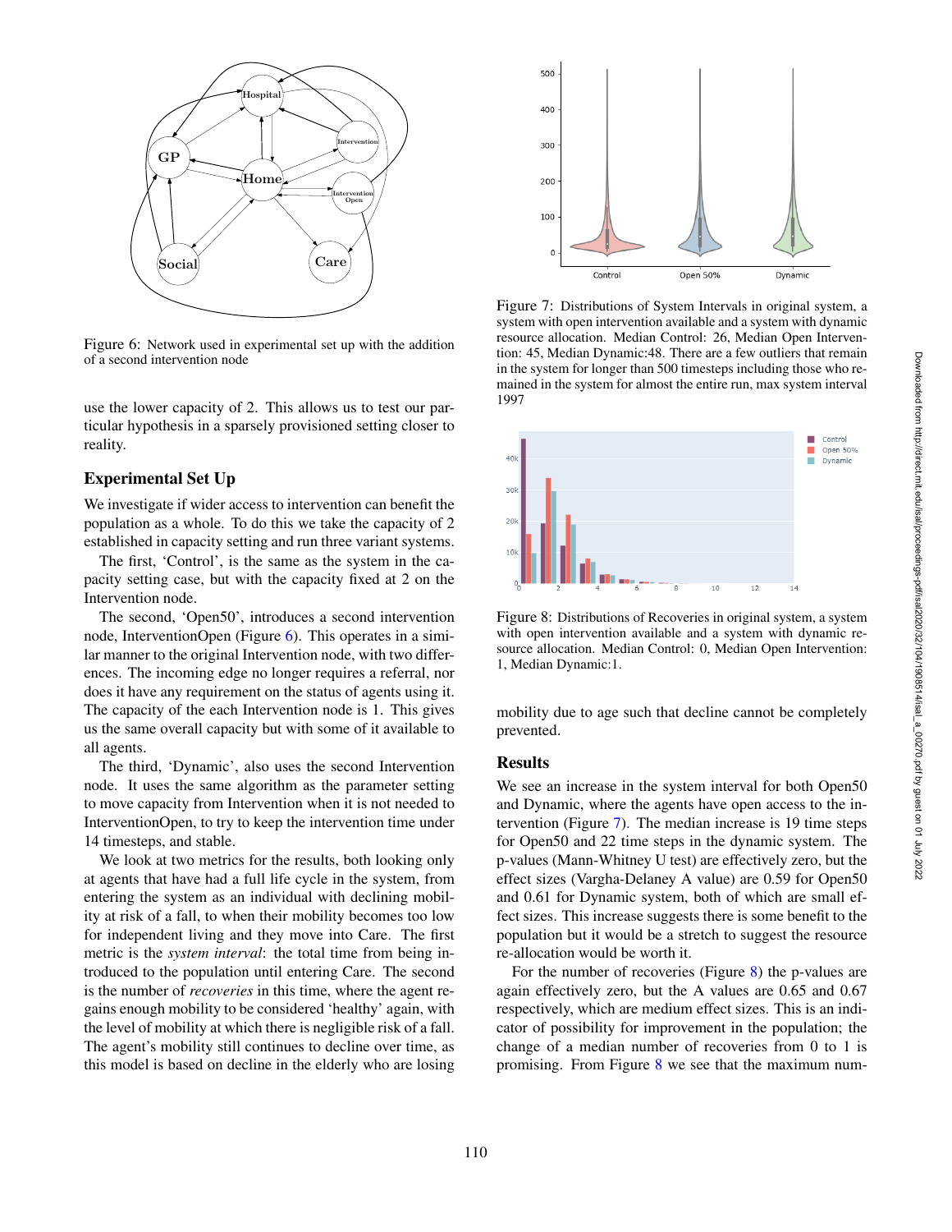Figure 6: Network used in experimental set up with the addition of a second intervention node

use the lower capacity of 2. This allows us to test our particular hypothesis in a sparsely provisioned setting closer to reality.

## Experimental Set Up

We investigate if wider access to intervention can benefit the population as a whole. To do this we take the capacity of 2 established in capacity setting and run three variant systems.

The first, 'Control', is the same as the system in the capacity setting case, but with the capacity fixed at 2 on the Intervention node.

The second, 'Open50', introduces a second intervention node, InterventionOpen (Figure 6). This operates in a similar manner to the original Intervention node, with two differences. The incoming edge no longer requires a referral, nor does it have any requirement on the status of agents using it. The capacity of the each Intervention node is 1. This gives us the same overall capacity but with some of it available to all agents.

The third, 'Dynamic', also uses the second Intervention node. It uses the same algorithm as the parameter setting to move capacity from Intervention when it is not needed to InterventionOpen, to try to keep the intervention time under 14 timesteps, and stable.

We look at two metrics for the results, both looking only at agents that have had a full life cycle in the system, from entering the system as an individual with declining mobility at risk of a fall, to when their mobility becomes too low for independent living and they move into Care. The first metric is the *system interval*: the total time from being introduced to the population until entering Care. The second is the number of *recoveries* in this time, where the agent regains enough mobility to be considered 'healthy' again, with the level of mobility at which there is negligible risk of a fall. The agent's mobility still continues to decline over time, as this model is based on decline in the elderly who are losing mobility due to age such that decline cannot be completely prevented.

Figure 7: Distributions of System Intervals in original system, a system with open intervention available and a system with dynamic resource allocation. Median Control: 26, Median Open Intervention: 45, Median Dynamic:48. There are a few outliers that remain in the system for longer than 500 timesteps including those who remained in the system for almost the entire run, max system interval 1997

Figure 8: Distributions of Recoveries in original system, a system with open intervention available and a system with dynamic resource allocation. Median Control: 0, Median Open Intervention: 1, Median Dynamic:1.

## Results

We see an increase in the system interval for both Open50 and Dynamic, where the agents have open access to the intervention (Figure 7). The median increase is 19 time steps for Open50 and 22 time steps in the dynamic system. The p-values (Mann-Whitney U test) are effectively zero, but the effect sizes (Vargha-Delaney A value) are 0.59 for Open50 and 0.61 for Dynamic system, both of which are small effect sizes. This increase suggests there is some benefit to the population but it would be a stretch to suggest the resource re-allocation would be worth it.

For the number of recoveries (Figure 8) the p-values are again effectively zero, but the A values are 0.65 and 0.67 respectively, which are medium effect sizes. This is an indicator of possibility for improvement in the population; the change of a median number of recoveries from 0 to 1 is promising. From Figure 8 we see that the maximum num-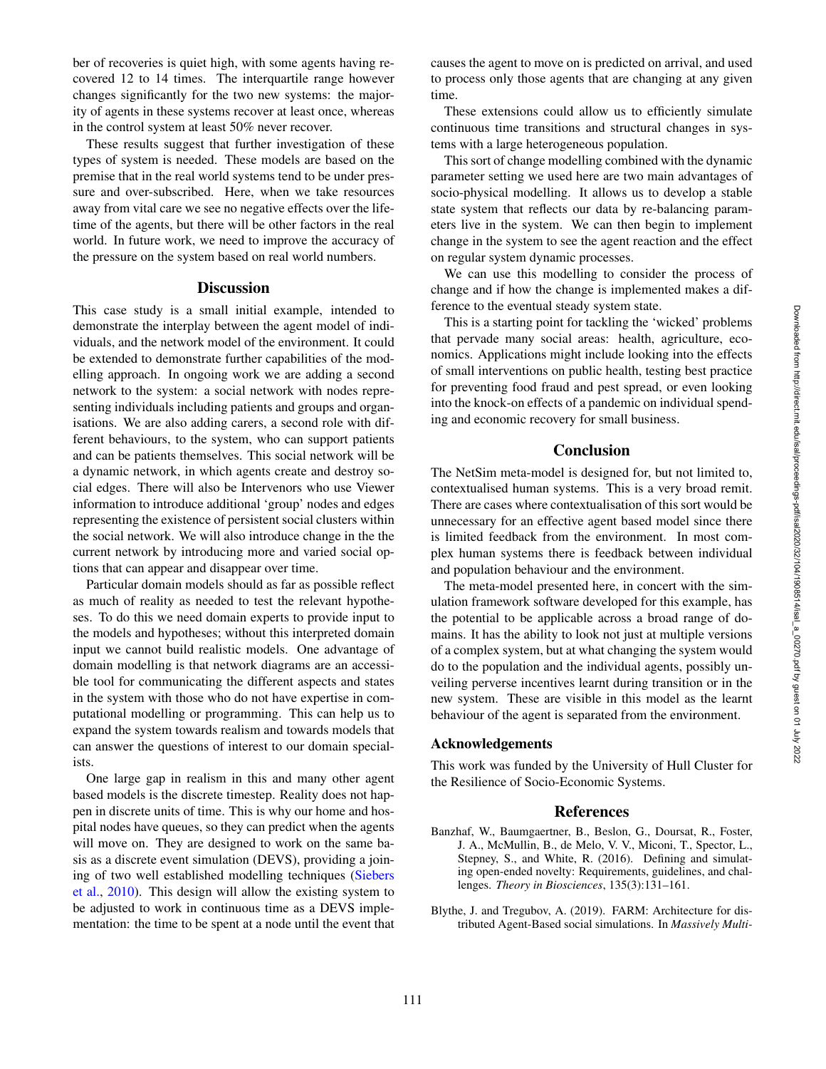ber of recoveries is quiet high, with some agents having recovered 12 to 14 times. The interquartile range however changes significantly for the two new systems: the majority of agents in these systems recover at least once, whereas in the control system at least 50% never recover.

These results suggest that further investigation of these types of system is needed. These models are based on the premise that in the real world systems tend to be under pressure and over-subscribed. Here, when we take resources away from vital care we see no negative effects over the lifetime of the agents, but there will be other factors in the real world. In future work, we need to improve the accuracy of the pressure on the system based on real world numbers.

## Discussion

This case study is a small initial example, intended to demonstrate the interplay between the agent model of individuals, and the network model of the environment. It could be extended to demonstrate further capabilities of the modelling approach. In ongoing work we are adding a second network to the system: a social network with nodes representing individuals including patients and groups and organisations. We are also adding carers, a second role with different behaviours, to the system, who can support patients and can be patients themselves. This social network will be a dynamic network, in which agents create and destroy social edges. There will also be Intervenors who use Viewer information to introduce additional 'group' nodes and edges representing the existence of persistent social clusters within the social network. We will also introduce change in the the current network by introducing more and varied social options that can appear and disappear over time.

Particular domain models should as far as possible reflect as much of reality as needed to test the relevant hypotheses. To do this we need domain experts to provide input to the models and hypotheses; without this interpreted domain input we cannot build realistic models. One advantage of domain modelling is that network diagrams are an accessible tool for communicating the different aspects and states in the system with those who do not have expertise in computational modelling or programming. This can help us to expand the system towards realism and towards models that can answer the questions of interest to our domain specialists.

One large gap in realism in this and many other agent based models is the discrete timestep. Reality does not happen in discrete units of time. This is why our home and hospital nodes have queues, so they can predict when the agents will move on. They are designed to work on the same basis as a discrete event simulation (DEVS), providing a joining of two well established modelling techniques (Siebers et al., 2010). This design will allow the existing system to be adjusted to work in continuous time as a DEVS implementation: the time to be spent at a node until the event that causes the agent to move on is predicted on arrival, and used to process only those agents that are changing at any given time.

These extensions could allow us to efficiently simulate continuous time transitions and structural changes in systems with a large heterogeneous population.

This sort of change modelling combined with the dynamic parameter setting we used here are two main advantages of socio-physical modelling. It allows us to develop a stable state system that reflects our data by re-balancing parameters live in the system. We can then begin to implement change in the system to see the agent reaction and the effect on regular system dynamic processes.

We can use this modelling to consider the process of change and if how the change is implemented makes a difference to the eventual steady system state.

This is a starting point for tackling the 'wicked' problems that pervade many social areas: health, agriculture, economics. Applications might include looking into the effects of small interventions on public health, testing best practice for preventing food fraud and pest spread, or even looking into the knock-on effects of a pandemic on individual spending and economic recovery for small business.

## Conclusion

The NetSim meta-model is designed for, but not limited to, contextualised human systems. This is a very broad remit. There are cases where contextualisation of this sort would be unnecessary for an effective agent based model since there is limited feedback from the environment. In most complex human systems there is feedback between individual and population behaviour and the environment.

The meta-model presented here, in concert with the simulation framework software developed for this example, has the potential to be applicable across a broad range of domains. It has the ability to look not just at multiple versions of a complex system, but at what changing the system would do to the population and the individual agents, possibly unveiling perverse incentives learnt during transition or in the new system. These are visible in this model as the learnt behaviour of the agent is separated from the environment.

### Acknowledgements

This work was funded by the University of Hull Cluster for the Resilience of Socio-Economic Systems.

## References

Banzhaf, W., Baumgaertner, B., Beslon, G., Doursat, R., Foster, J. A., McMullin, B., de Melo, V. V., Miconi, T., Spector, L., Stepney, S., and White, R. (2016). Defining and simulating open-ended novelty: Requirements, guidelines, and challenges. *Theory in Biosciences*, 135(3):131–161.

Blythe, J. and Tregubov, A. (2019). FARM: Architecture for distributed Agent-Based social simulations. In *Massively Multi-*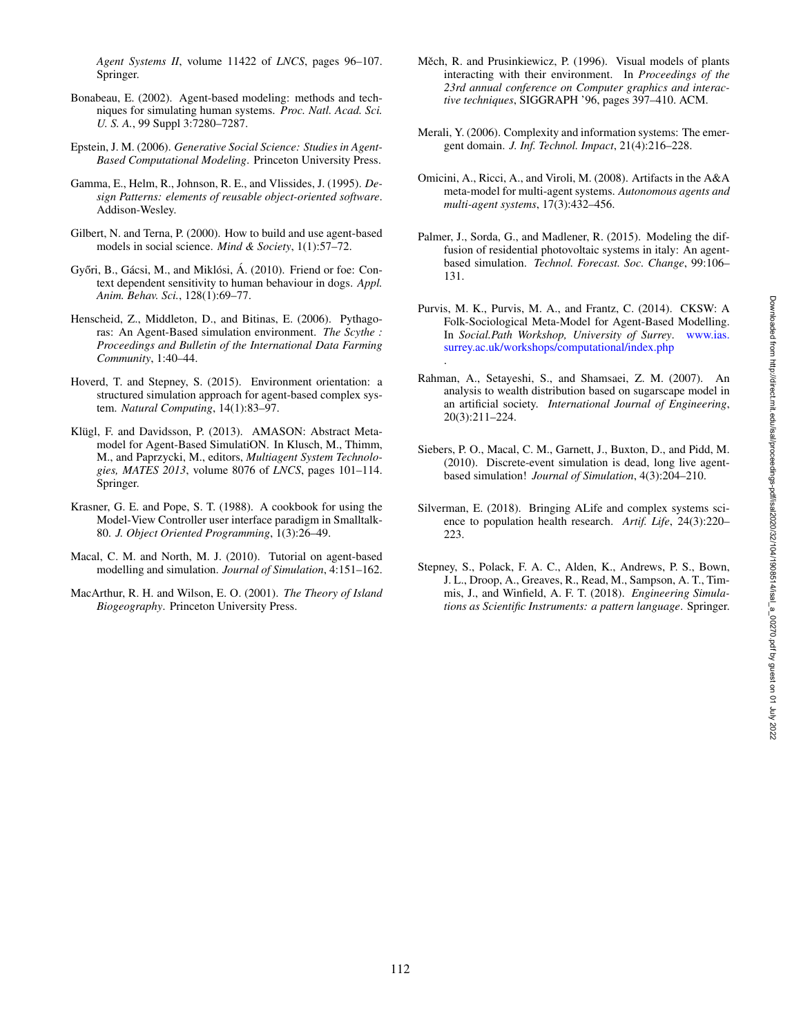*Agent Systems II*, volume 11422 of *LNCS*, pages 96–107. Springer.

Bonabeau, E. (2002). Agent-based modeling: methods and techniques for simulating human systems. *Proc. Natl. Acad. Sci. U. S. A.*, 99 Suppl 3:7280–7287.

Epstein, J. M. (2006). *Generative Social Science: Studies in Agent-Based Computational Modeling*. Princeton University Press.

Gamma, E., Helm, R., Johnson, R. E., and Vlissides, J. (1995). *Design Patterns: elements of reusable object-oriented software*. Addison-Wesley.

Gilbert, N. and Terna, P. (2000). How to build and use agent-based models in social science. *Mind & Society*, 1(1):57–72.

Győri, B., Gácsi, M., and Miklósi, Á. (2010). Friend or foe: Context dependent sensitivity to human behaviour in dogs. *Appl. Anim. Behav. Sci.*, 128(1):69–77.

Henscheid, Z., Middleton, D., and Bitinas, E. (2006). Pythagoras: An Agent-Based simulation environment. *The Scythe : Proceedings and Bulletin of the International Data Farming Community*, 1:40–44.

Hoverd, T. and Stepney, S. (2015). Environment orientation: a structured simulation approach for agent-based complex system. *Natural Computing*, 14(1):83–97.

Klügl, F. and Davidsson, P. (2013). AMASON: Abstract Meta-model for Agent-Based SimulatiON. In Klusch, M., Thimm, M., and Paprzycki, M., editors, *Multiagent System Technologies, MATES 2013*, volume 8076 of *LNCS*, pages 101–114. Springer.

Krasner, G. E. and Pope, S. T. (1988). A cookbook for using the Model-View Controller user interface paradigm in Smalltalk-80. *J. Object Oriented Programming*, 1(3):26–49.

Macal, C. M. and North, M. J. (2010). Tutorial on agent-based modelling and simulation. *Journal of Simulation*, 4:151–162.

MacArthur, R. H. and Wilson, E. O. (2001). *The Theory of Island Biogeography*. Princeton University Press.

Měch, R. and Prusinkiewicz, P. (1996). Visual models of plants interacting with their environment. In *Proceedings of the 23rd annual conference on Computer graphics and interactive techniques*, SIGGRAPH '96, pages 397–410. ACM.

Merali, Y. (2006). Complexity and information systems: The emergent domain. *J. Inf. Technol. Impact*, 21(4):216–228.

Omicini, A., Ricci, A., and Viroli, M. (2008). Artifacts in the A&A meta-model for multi-agent systems. *Autonomous agents and multi-agent systems*, 17(3):432–456.

Palmer, J., Sorda, G., and Madlener, R. (2015). Modeling the diffusion of residential photovoltaic systems in italy: An agent-based simulation. *Technol. Forecast. Soc. Change*, 99:106–131.

Purvis, M. K., Purvis, M. A., and Frantz, C. (2014). CKSW: A Folk-Sociological Meta-Model for Agent-Based Modelling. In *Social.Path Workshop, University of Surrey*. www.ias.surrey.ac.uk/workshops/computational/index.php .

Rahman, A., Setayeshi, S., and Shamsaei, Z. M. (2007). An analysis to wealth distribution based on sugarscape model in an artificial society. *International Journal of Engineering*, 20(3):211–224.

Siebers, P. O., Macal, C. M., Garnett, J., Buxton, D., and Pidd, M. (2010). Discrete-event simulation is dead, long live agent-based simulation! *Journal of Simulation*, 4(3):204–210.

Silverman, E. (2018). Bringing ALife and complex systems science to population health research. *Artif. Life*, 24(3):220–223.

Stepney, S., Polack, F. A. C., Alden, K., Andrews, P. S., Bown, J. L., Droop, A., Greaves, R., Read, M., Sampson, A. T., Timmis, J., and Winfield, A. F. T. (2018). *Engineering Simulations as Scientific Instruments: a pattern language*. Springer.